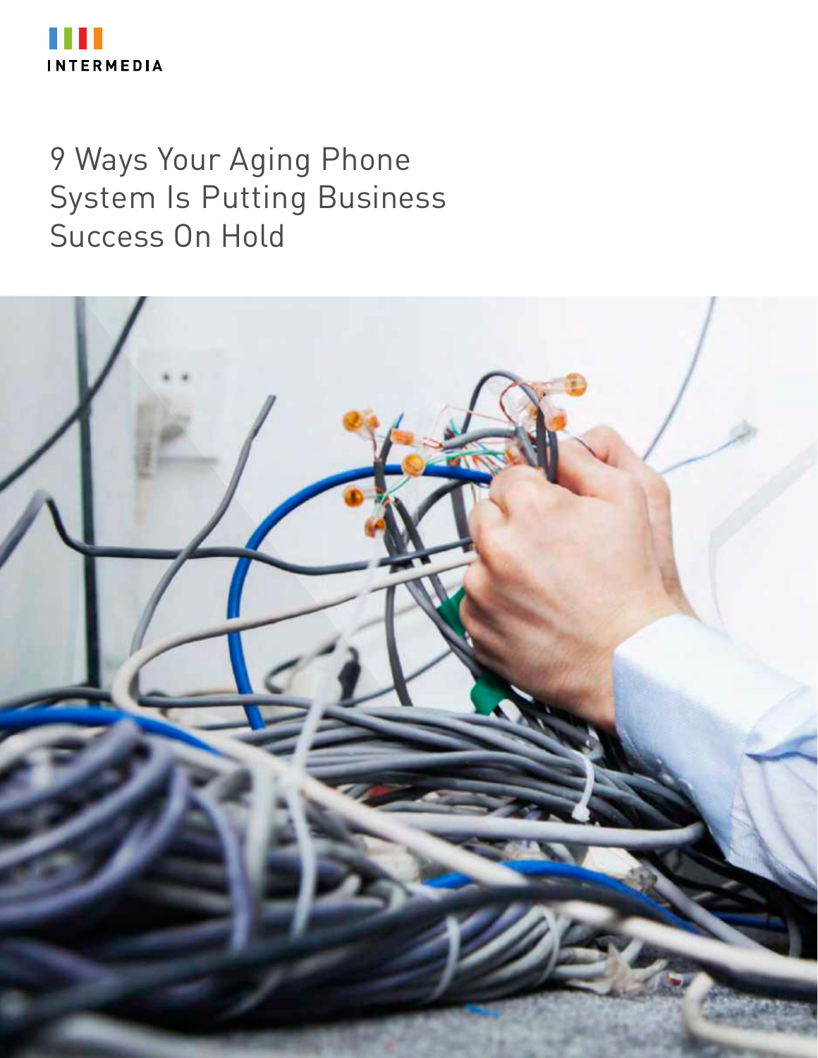INTERMEDIA

# 9 Ways Your Aging Phone System Is Putting Business Success On Hold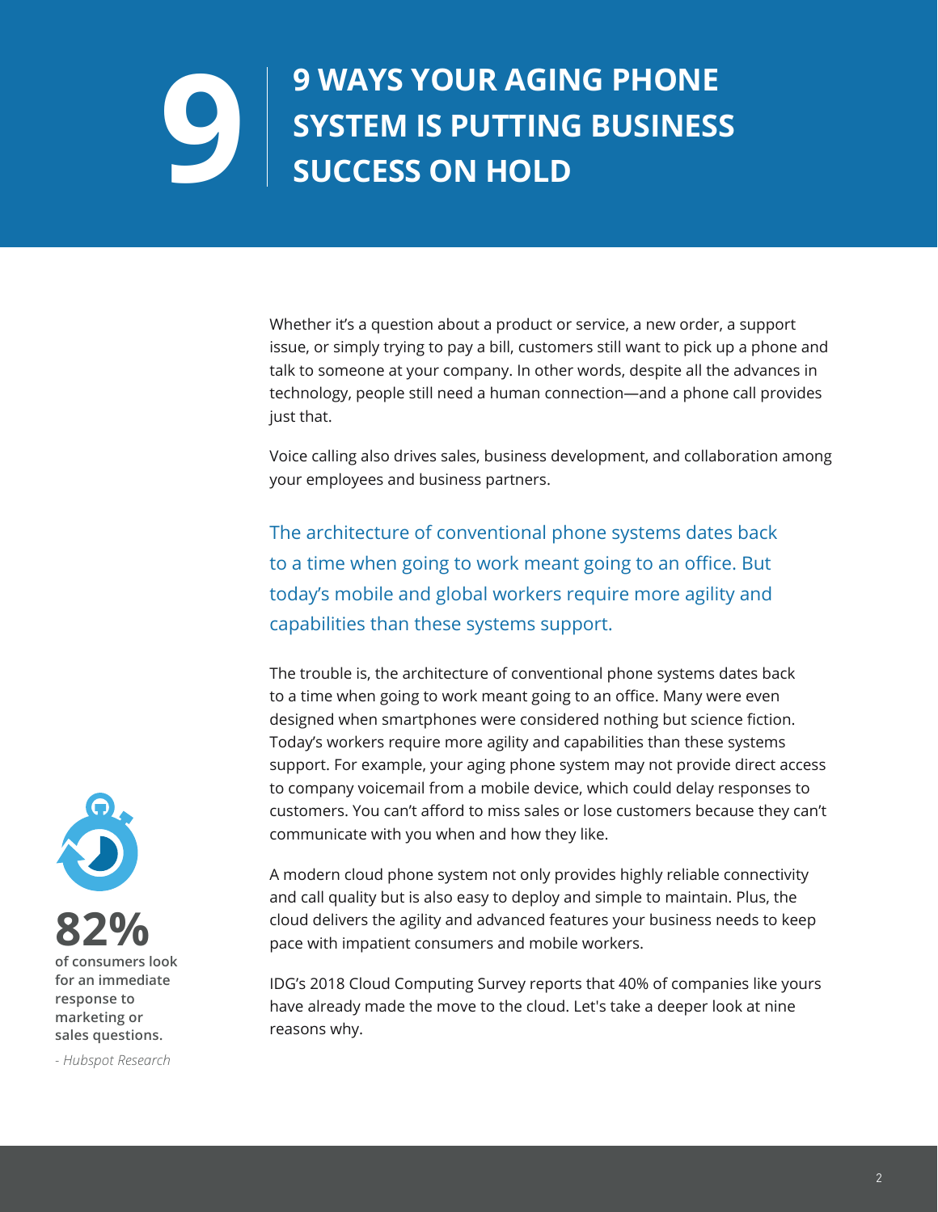# 9 WAYS YOUR AGING PHONE SYSTEM IS PUTTING BUSINESS SUCCESS ON HOLD

Whether it's a question about a product or service, a new order, a support issue, or simply trying to pay a bill, customers still want to pick up a phone and talk to someone at your company. In other words, despite all the advances in technology, people still need a human connection—and a phone call provides just that.

Voice calling also drives sales, business development, and collaboration among your employees and business partners.

> The architecture of conventional phone systems dates back to a time when going to work meant going to an office. But today's mobile and global workers require more agility and capabilities than these systems support.

The trouble is, the architecture of conventional phone systems dates back to a time when going to work meant going to an office. Many were even designed when smartphones were considered nothing but science fiction. Today's workers require more agility and capabilities than these systems support. For example, your aging phone system may not provide direct access to company voicemail from a mobile device, which could delay responses to customers. You can't afford to miss sales or lose customers because they can't communicate with you when and how they like.

A modern cloud phone system not only provides highly reliable connectivity and call quality but is also easy to deploy and simple to maintain. Plus, the cloud delivers the agility and advanced features your business needs to keep pace with impatient consumers and mobile workers.

IDG's 2018 Cloud Computing Survey reports that 40% of companies like yours have already made the move to the cloud. Let's take a deeper look at nine reasons why.

**82%**

**of consumers look for an immediate response to marketing or sales questions.**

*- Hubspot Research*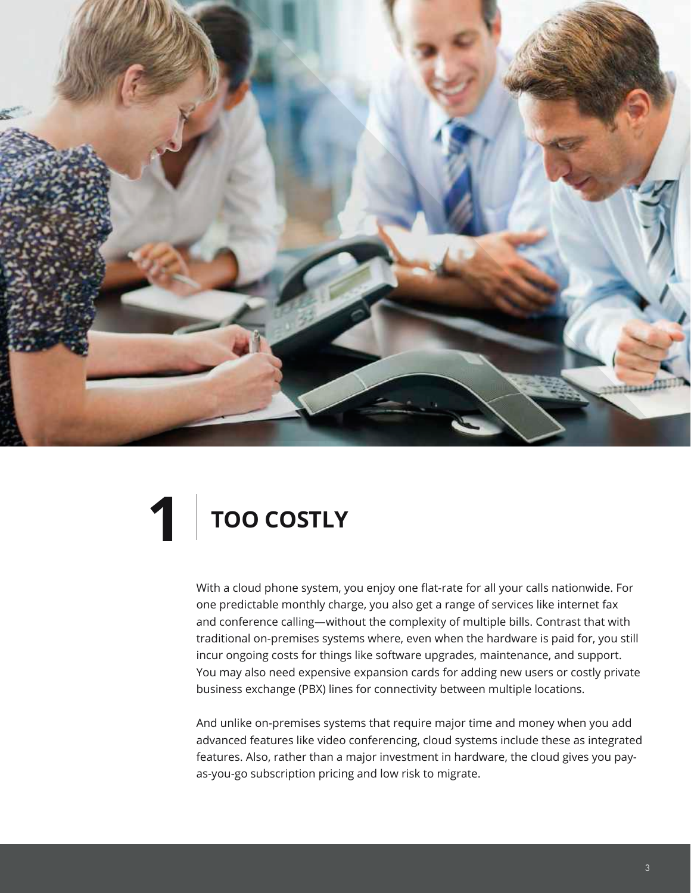# 1 TOO COSTLY

With a cloud phone system, you enjoy one flat-rate for all your calls nationwide. For one predictable monthly charge, you also get a range of services like internet fax and conference calling—without the complexity of multiple bills. Contrast that with traditional on-premises systems where, even when the hardware is paid for, you still incur ongoing costs for things like software upgrades, maintenance, and support. You may also need expensive expansion cards for adding new users or costly private business exchange (PBX) lines for connectivity between multiple locations.

And unlike on-premises systems that require major time and money when you add advanced features like video conferencing, cloud systems include these as integrated features. Also, rather than a major investment in hardware, the cloud gives you pay-as-you-go subscription pricing and low risk to migrate.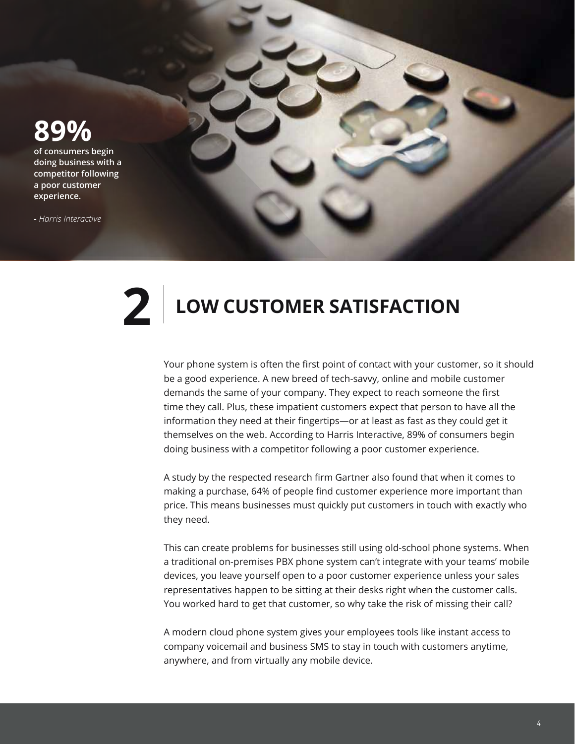**89%**

**of consumers begin doing business with a competitor following a poor customer experience.**

*- Harris Interactive*

# 2 LOW CUSTOMER SATISFACTION

Your phone system is often the first point of contact with your customer, so it should be a good experience. A new breed of tech-savvy, online and mobile customer demands the same of your company. They expect to reach someone the first time they call. Plus, these impatient customers expect that person to have all the information they need at their fingertips—or at least as fast as they could get it themselves on the web. According to Harris Interactive, 89% of consumers begin doing business with a competitor following a poor customer experience.

A study by the respected research firm Gartner also found that when it comes to making a purchase, 64% of people find customer experience more important than price. This means businesses must quickly put customers in touch with exactly who they need.

This can create problems for businesses still using old-school phone systems. When a traditional on-premises PBX phone system can't integrate with your teams' mobile devices, you leave yourself open to a poor customer experience unless your sales representatives happen to be sitting at their desks right when the customer calls. You worked hard to get that customer, so why take the risk of missing their call?

A modern cloud phone system gives your employees tools like instant access to company voicemail and business SMS to stay in touch with customers anytime, anywhere, and from virtually any mobile device.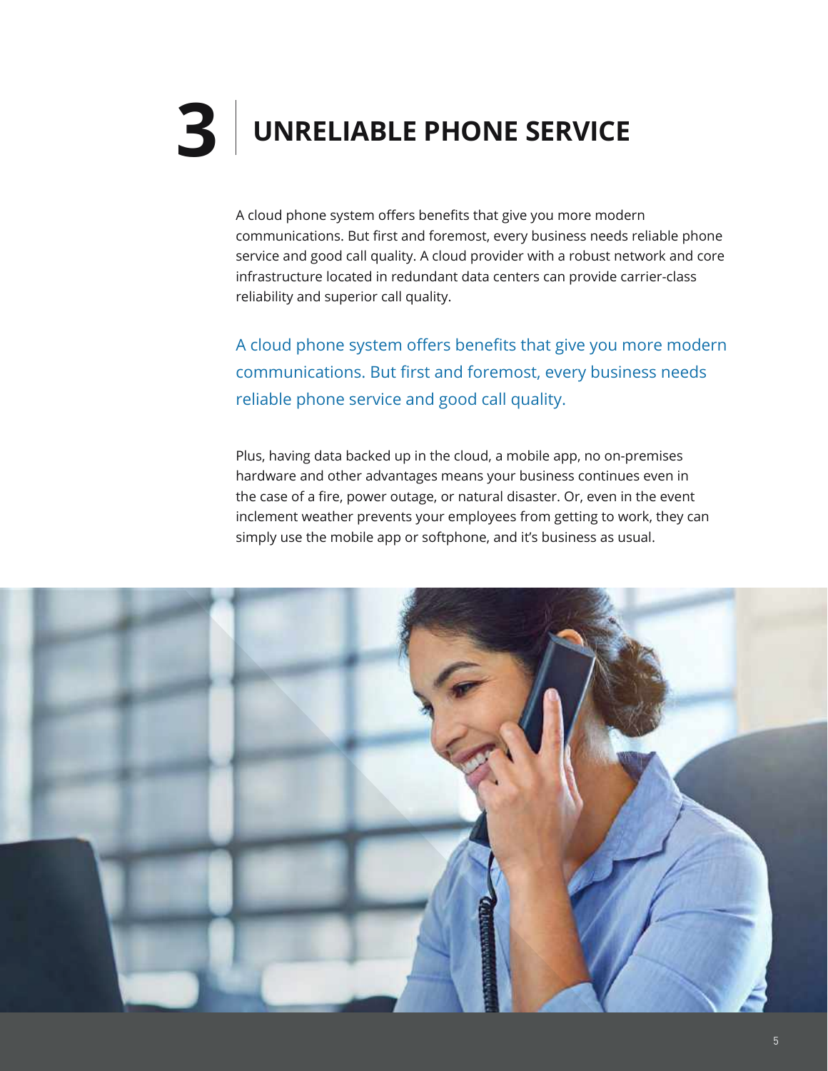# 3 UNRELIABLE PHONE SERVICE

A cloud phone system offers benefits that give you more modern communications. But first and foremost, every business needs reliable phone service and good call quality. A cloud provider with a robust network and core infrastructure located in redundant data centers can provide carrier-class reliability and superior call quality.

A cloud phone system offers benefits that give you more modern communications. But first and foremost, every business needs reliable phone service and good call quality.

Plus, having data backed up in the cloud, a mobile app, no on-premises hardware and other advantages means your business continues even in the case of a fire, power outage, or natural disaster. Or, even in the event inclement weather prevents your employees from getting to work, they can simply use the mobile app or softphone, and it's business as usual.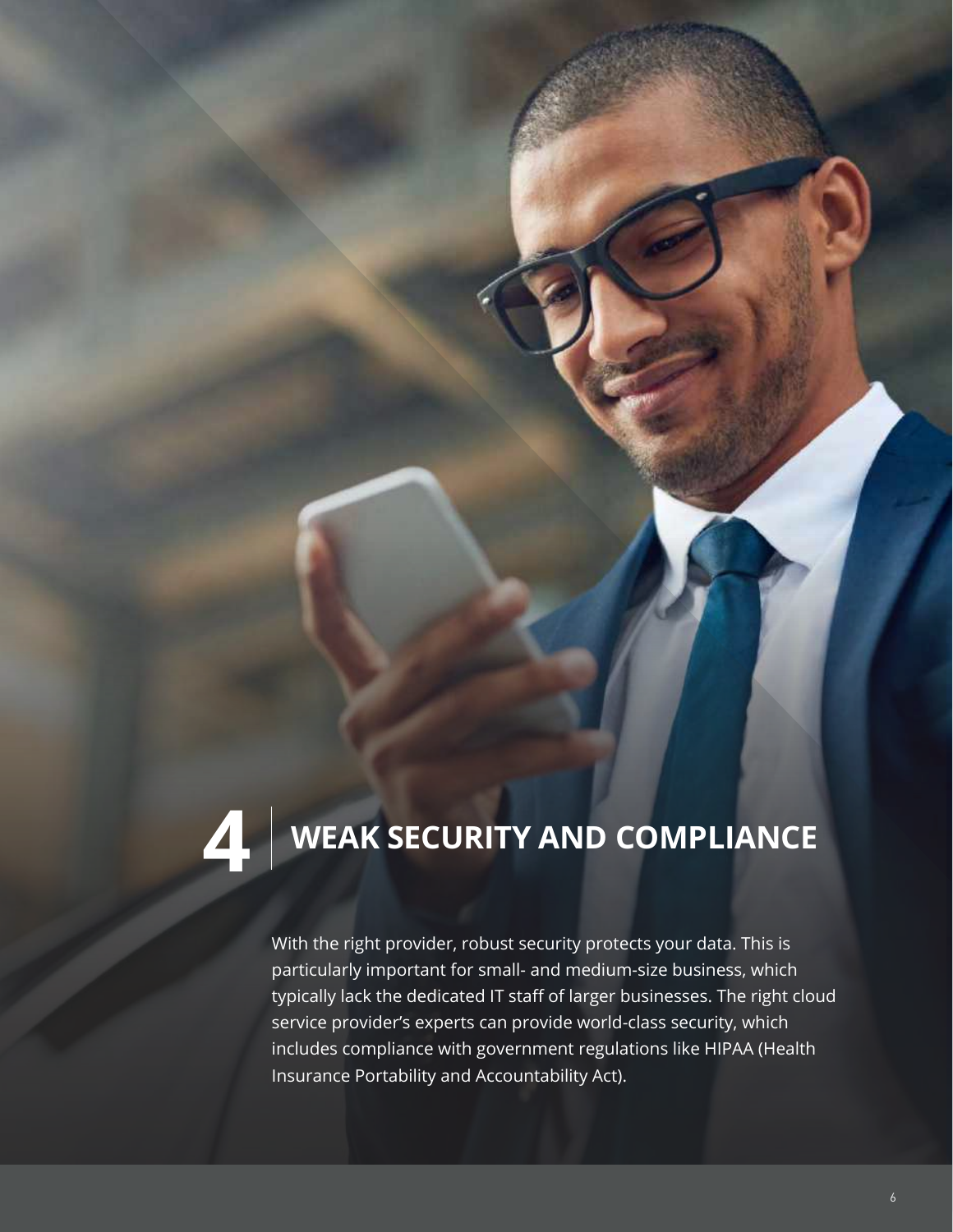## 4 WEAK SECURITY AND COMPLIANCE

With the right provider, robust security protects your data. This is particularly important for small- and medium-size business, which typically lack the dedicated IT staff of larger businesses. The right cloud service provider's experts can provide world-class security, which includes compliance with government regulations like HIPAA (Health Insurance Portability and Accountability Act).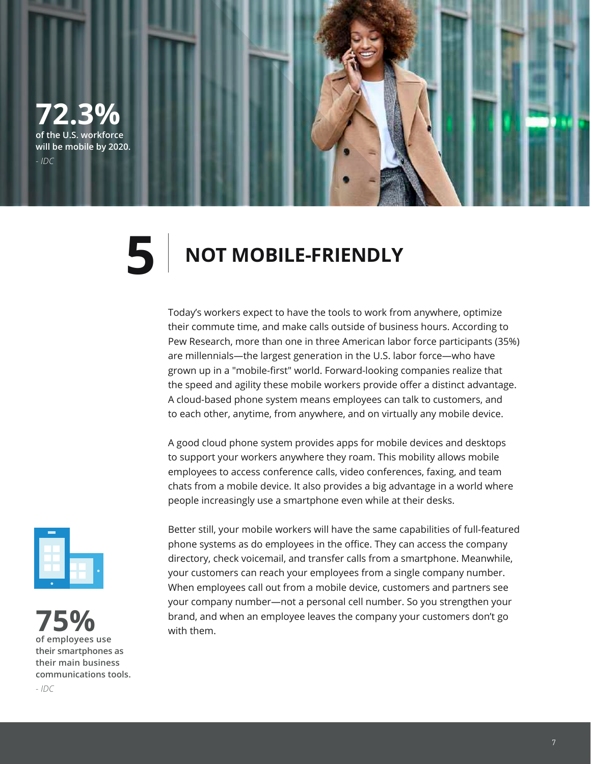**72.3%**
**of the U.S. workforce will be mobile by 2020.**
*- IDC*

# 5 NOT MOBILE-FRIENDLY

Today's workers expect to have the tools to work from anywhere, optimize their commute time, and make calls outside of business hours. According to Pew Research, more than one in three American labor force participants (35%) are millennials—the largest generation in the U.S. labor force—who have grown up in a "mobile-first" world. Forward-looking companies realize that the speed and agility these mobile workers provide offer a distinct advantage. A cloud-based phone system means employees can talk to customers, and to each other, anytime, from anywhere, and on virtually any mobile device.

A good cloud phone system provides apps for mobile devices and desktops to support your workers anywhere they roam. This mobility allows mobile employees to access conference calls, video conferences, faxing, and team chats from a mobile device. It also provides a big advantage in a world where people increasingly use a smartphone even while at their desks.

Better still, your mobile workers will have the same capabilities of full-featured phone systems as do employees in the office. They can access the company directory, check voicemail, and transfer calls from a smartphone. Meanwhile, your customers can reach your employees from a single company number. When employees call out from a mobile device, customers and partners see your company number—not a personal cell number. So you strengthen your brand, and when an employee leaves the company your customers don't go with them.

**75%**
**of employees use their smartphones as their main business communications tools.**
*- IDC*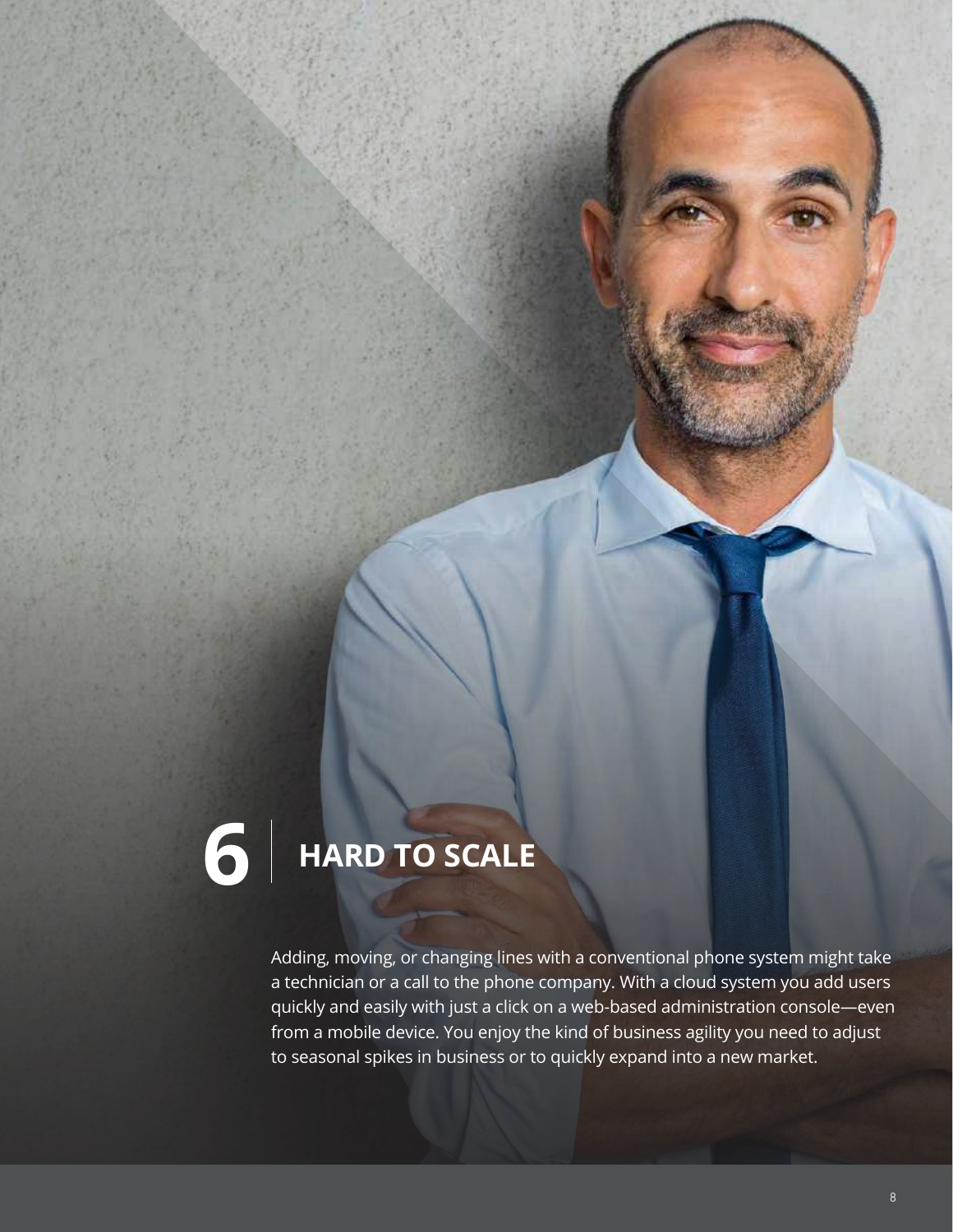## 6 | HARD TO SCALE

Adding, moving, or changing lines with a conventional phone system might take a technician or a call to the phone company. With a cloud system you add users quickly and easily with just a click on a web-based administration console—even from a mobile device. You enjoy the kind of business agility you need to adjust to seasonal spikes in business or to quickly expand into a new market.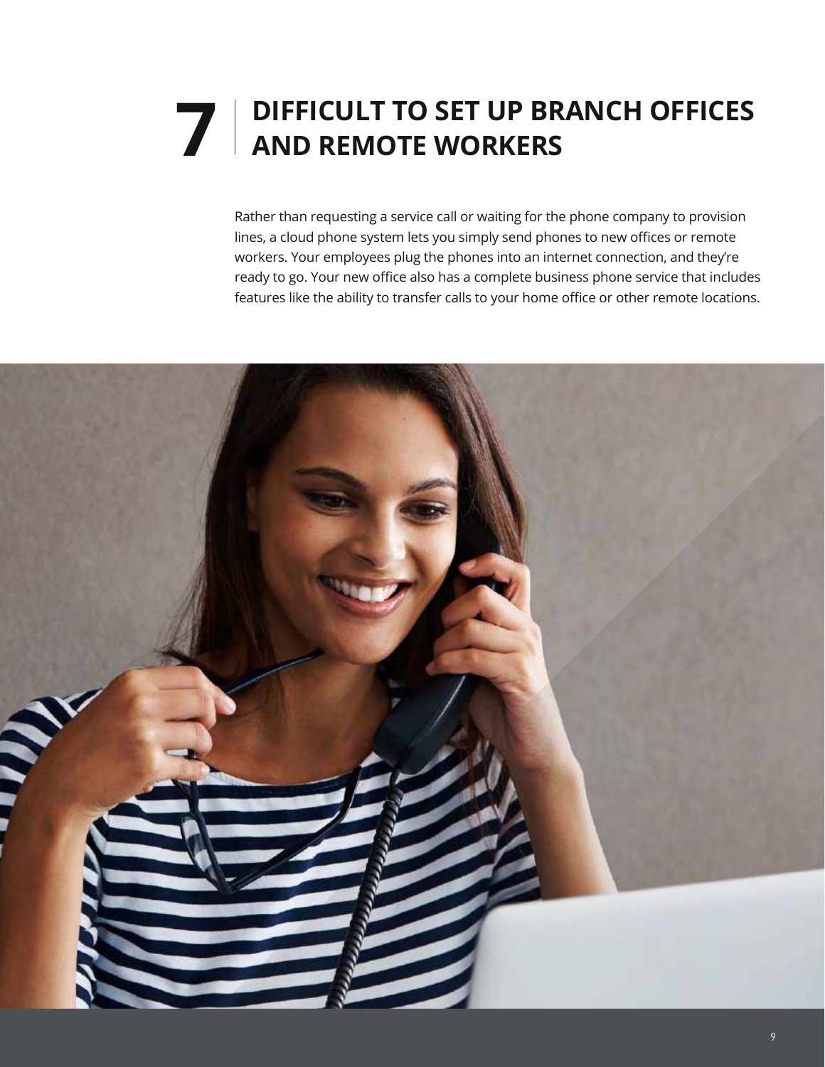# 7 DIFFICULT TO SET UP BRANCH OFFICES AND REMOTE WORKERS

Rather than requesting a service call or waiting for the phone company to provision lines, a cloud phone system lets you simply send phones to new offices or remote workers. Your employees plug the phones into an internet connection, and they're ready to go. Your new office also has a complete business phone service that includes features like the ability to transfer calls to your home office or other remote locations.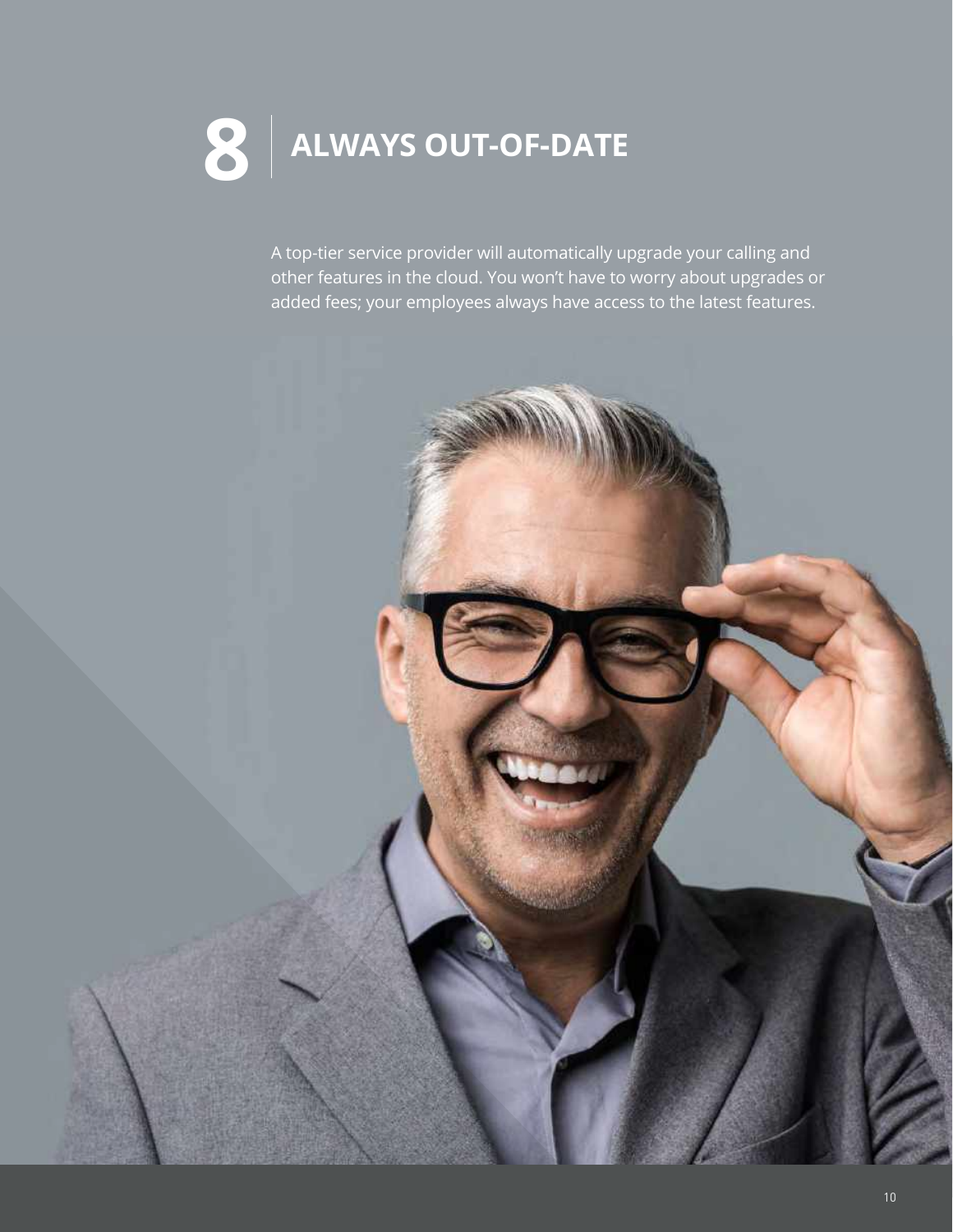# 8 | ALWAYS OUT-OF-DATE

A top-tier service provider will automatically upgrade your calling and other features in the cloud. You won't have to worry about upgrades or added fees; your employees always have access to the latest features.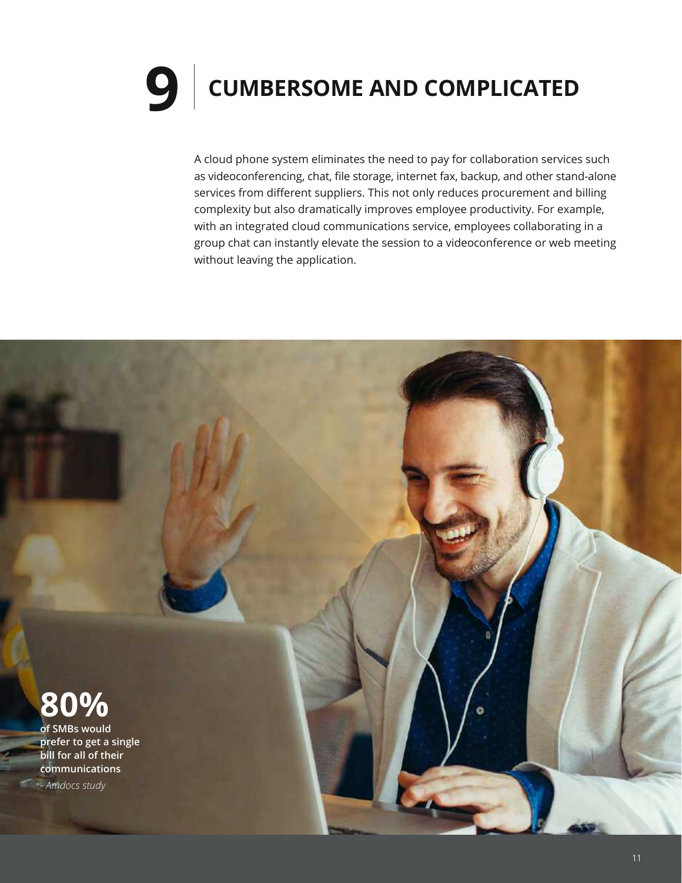# 9 CUMBERSOME AND COMPLICATED

A cloud phone system eliminates the need to pay for collaboration services such as videoconferencing, chat, file storage, internet fax, backup, and other stand-alone services from different suppliers. This not only reduces procurement and billing complexity but also dramatically improves employee productivity. For example, with an integrated cloud communications service, employees collaborating in a group chat can instantly elevate the session to a videoconference or web meeting without leaving the application.

**80%**

**of SMBs would prefer to get a single bill for all of their communications**

*- Amdocs study*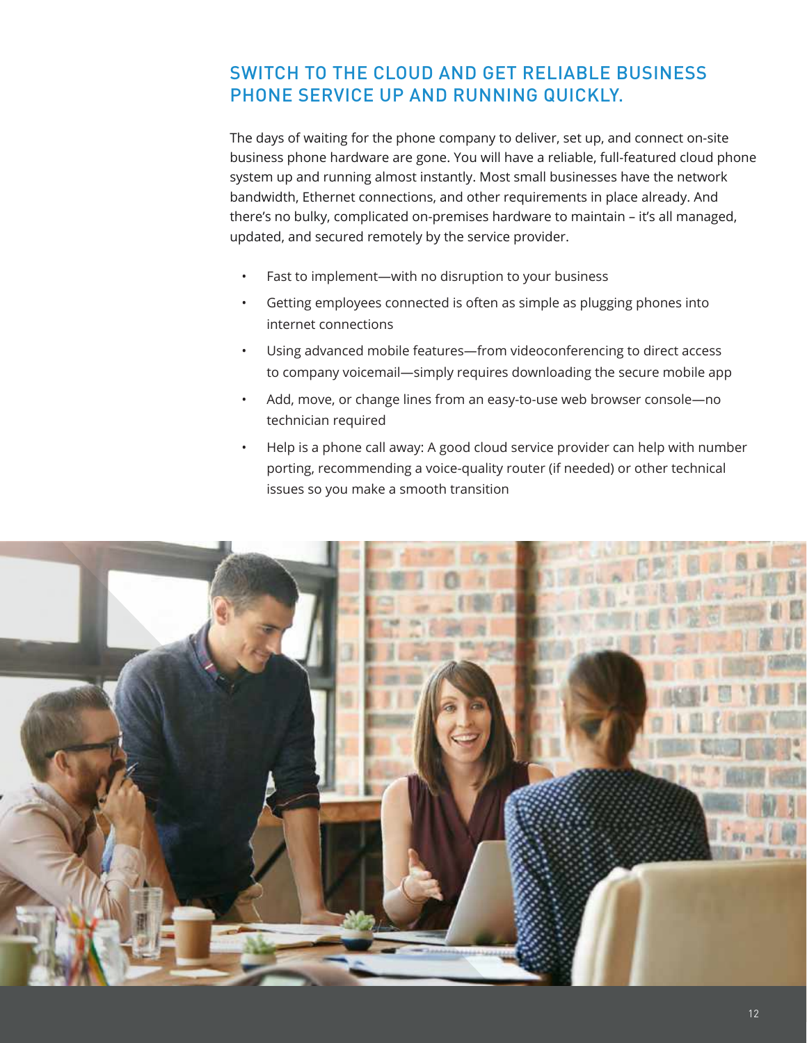## SWITCH TO THE CLOUD AND GET RELIABLE BUSINESS PHONE SERVICE UP AND RUNNING QUICKLY.

The days of waiting for the phone company to deliver, set up, and connect on-site business phone hardware are gone. You will have a reliable, full-featured cloud phone system up and running almost instantly. Most small businesses have the network bandwidth, Ethernet connections, and other requirements in place already. And there's no bulky, complicated on-premises hardware to maintain – it's all managed, updated, and secured remotely by the service provider.

- Fast to implement—with no disruption to your business
- Getting employees connected is often as simple as plugging phones into internet connections
- Using advanced mobile features—from videoconferencing to direct access to company voicemail—simply requires downloading the secure mobile app
- Add, move, or change lines from an easy-to-use web browser console—no technician required
- Help is a phone call away: A good cloud service provider can help with number porting, recommending a voice-quality router (if needed) or other technical issues so you make a smooth transition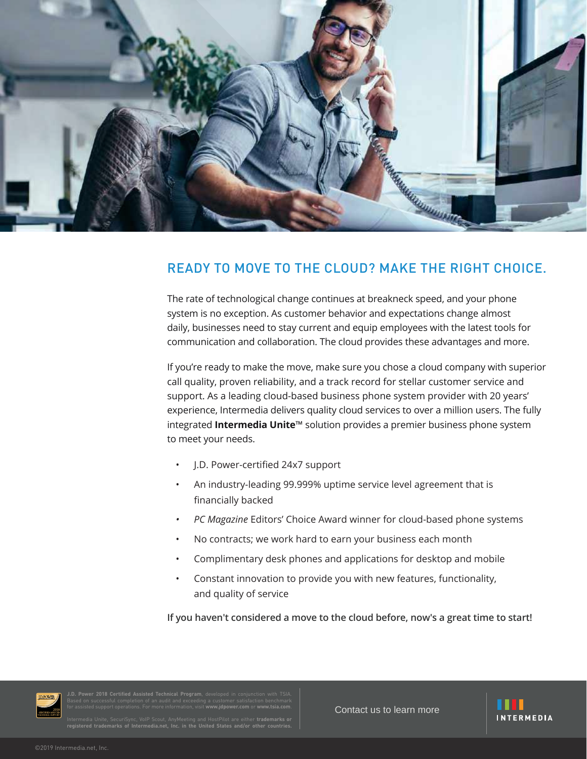## READY TO MOVE TO THE CLOUD? MAKE THE RIGHT CHOICE.

The rate of technological change continues at breakneck speed, and your phone system is no exception. As customer behavior and expectations change almost daily, businesses need to stay current and equip employees with the latest tools for communication and collaboration. The cloud provides these advantages and more.

If you're ready to make the move, make sure you chose a cloud company with superior call quality, proven reliability, and a track record for stellar customer service and support. As a leading cloud-based business phone system provider with 20 years' experience, Intermedia delivers quality cloud services to over a million users. The fully integrated **Intermedia Unite**™ solution provides a premier business phone system to meet your needs.

- J.D. Power-certified 24x7 support
- An industry-leading 99.999% uptime service level agreement that is financially backed
- *PC Magazine* Editors' Choice Award winner for cloud-based phone systems
- No contracts; we work hard to earn your business each month
- Complimentary desk phones and applications for desktop and mobile
- Constant innovation to provide you with new features, functionality, and quality of service

**If you haven't considered a move to the cloud before, now's a great time to start!**

**J.D. Power 2018 Certified Assisted Technical Program**, developed in conjunction with TSIA. Based on successful completion of an audit and exceeding a customer satisfaction benchmark for assisted support operations. For more information, visit **www.jdpower.com** or **www.tsia.com**.

Intermedia Unite, SecuriSync, VoIP Scout, AnyMeeting and HostPilot are either **trademarks or registered trademarks of Intermedia.net, Inc. in the United States and/or other countries.**

Contact us to learn more

INTERMEDIA

©2019 Intermedia.net, Inc.